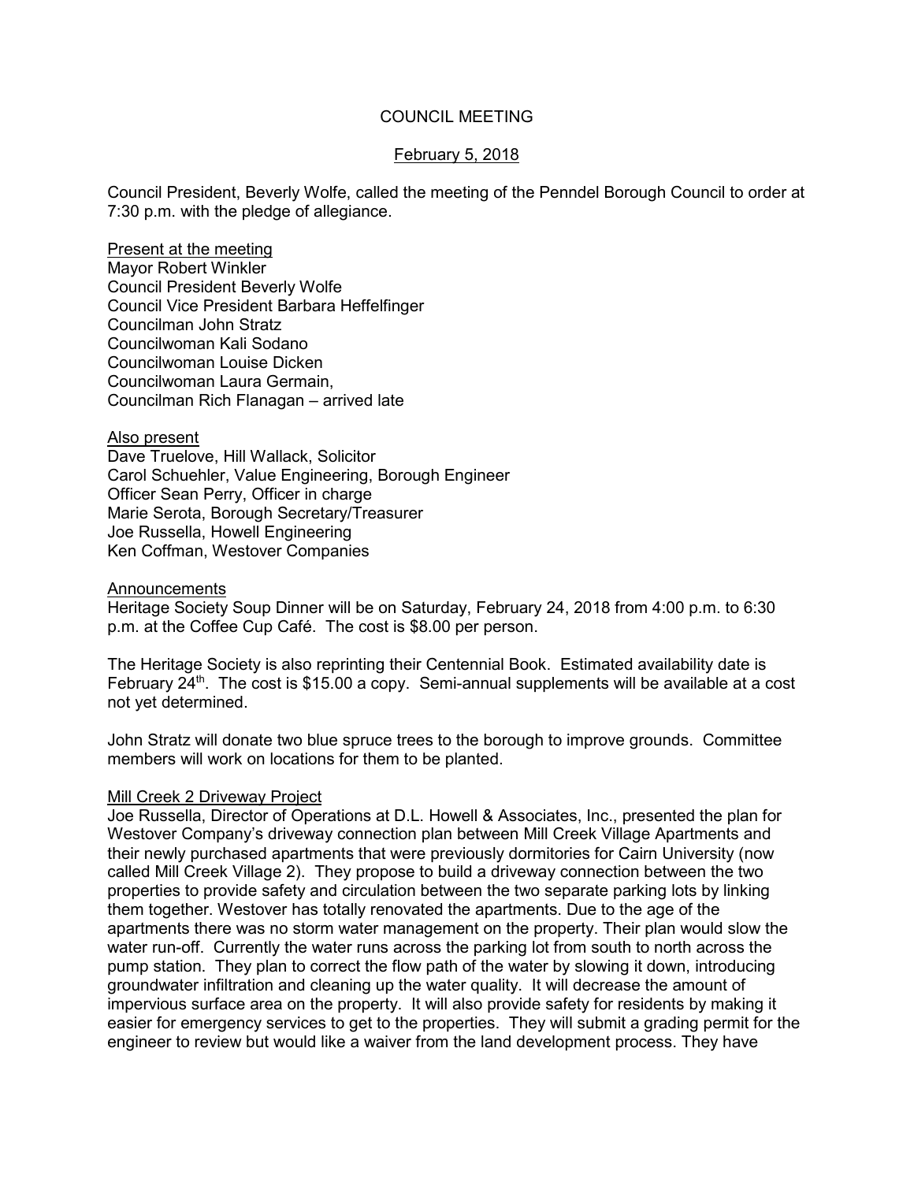# COUNCIL MEETING

## February 5, 2018

Council President, Beverly Wolfe, called the meeting of the Penndel Borough Council to order at 7:30 p.m. with the pledge of allegiance.

Present at the meeting
Mayor Robert Winkler
Council President Beverly Wolfe
Council Vice President Barbara Heffelfinger
Councilman John Stratz
Councilwoman Kali Sodano
Councilwoman Louise Dicken
Councilwoman Laura Germain,
Councilman Rich Flanagan – arrived late

Also present
Dave Truelove, Hill Wallack, Solicitor
Carol Schuehler, Value Engineering, Borough Engineer
Officer Sean Perry, Officer in charge
Marie Serota, Borough Secretary/Treasurer
Joe Russella, Howell Engineering
Ken Coffman, Westover Companies

Announcements
Heritage Society Soup Dinner will be on Saturday, February 24, 2018 from 4:00 p.m. to 6:30 p.m. at the Coffee Cup Café. The cost is $8.00 per person.

The Heritage Society is also reprinting their Centennial Book. Estimated availability date is February 24th. The cost is $15.00 a copy. Semi-annual supplements will be available at a cost not yet determined.

John Stratz will donate two blue spruce trees to the borough to improve grounds. Committee members will work on locations for them to be planted.

Mill Creek 2 Driveway Project
Joe Russella, Director of Operations at D.L. Howell & Associates, Inc., presented the plan for Westover Company's driveway connection plan between Mill Creek Village Apartments and their newly purchased apartments that were previously dormitories for Cairn University (now called Mill Creek Village 2). They propose to build a driveway connection between the two properties to provide safety and circulation between the two separate parking lots by linking them together. Westover has totally renovated the apartments. Due to the age of the apartments there was no storm water management on the property. Their plan would slow the water run-off. Currently the water runs across the parking lot from south to north across the pump station. They plan to correct the flow path of the water by slowing it down, introducing groundwater infiltration and cleaning up the water quality. It will decrease the amount of impervious surface area on the property. It will also provide safety for residents by making it easier for emergency services to get to the properties. They will submit a grading permit for the engineer to review but would like a waiver from the land development process. They have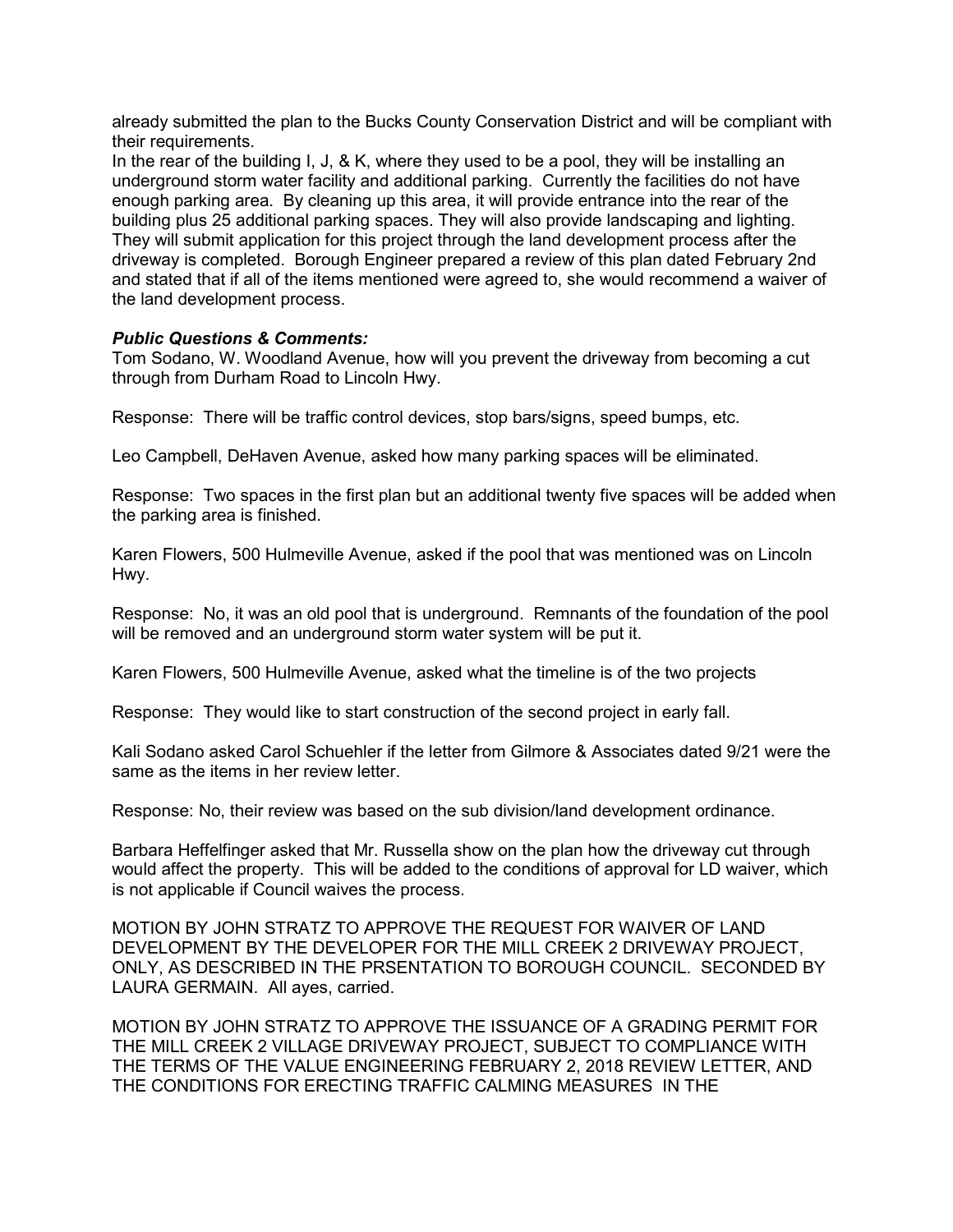already submitted the plan to the Bucks County Conservation District and will be compliant with their requirements.

In the rear of the building I, J, & K, where they used to be a pool, they will be installing an underground storm water facility and additional parking. Currently the facilities do not have enough parking area. By cleaning up this area, it will provide entrance into the rear of the building plus 25 additional parking spaces. They will also provide landscaping and lighting. They will submit application for this project through the land development process after the driveway is completed. Borough Engineer prepared a review of this plan dated February 2nd and stated that if all of the items mentioned were agreed to, she would recommend a waiver of the land development process.

***Public Questions & Comments:***

Tom Sodano, W. Woodland Avenue, how will you prevent the driveway from becoming a cut through from Durham Road to Lincoln Hwy.

Response: There will be traffic control devices, stop bars/signs, speed bumps, etc.

Leo Campbell, DeHaven Avenue, asked how many parking spaces will be eliminated.

Response: Two spaces in the first plan but an additional twenty five spaces will be added when the parking area is finished.

Karen Flowers, 500 Hulmeville Avenue, asked if the pool that was mentioned was on Lincoln Hwy.

Response: No, it was an old pool that is underground. Remnants of the foundation of the pool will be removed and an underground storm water system will be put it.

Karen Flowers, 500 Hulmeville Avenue, asked what the timeline is of the two projects

Response: They would like to start construction of the second project in early fall.

Kali Sodano asked Carol Schuehler if the letter from Gilmore & Associates dated 9/21 were the same as the items in her review letter.

Response: No, their review was based on the sub division/land development ordinance.

Barbara Heffelfinger asked that Mr. Russella show on the plan how the driveway cut through would affect the property. This will be added to the conditions of approval for LD waiver, which is not applicable if Council waives the process.

MOTION BY JOHN STRATZ TO APPROVE THE REQUEST FOR WAIVER OF LAND DEVELOPMENT BY THE DEVELOPER FOR THE MILL CREEK 2 DRIVEWAY PROJECT, ONLY, AS DESCRIBED IN THE PRSENTATION TO BOROUGH COUNCIL. SECONDED BY LAURA GERMAIN. All ayes, carried.

MOTION BY JOHN STRATZ TO APPROVE THE ISSUANCE OF A GRADING PERMIT FOR THE MILL CREEK 2 VILLAGE DRIVEWAY PROJECT, SUBJECT TO COMPLIANCE WITH THE TERMS OF THE VALUE ENGINEERING FEBRUARY 2, 2018 REVIEW LETTER, AND THE CONDITIONS FOR ERECTING TRAFFIC CALMING MEASURES IN THE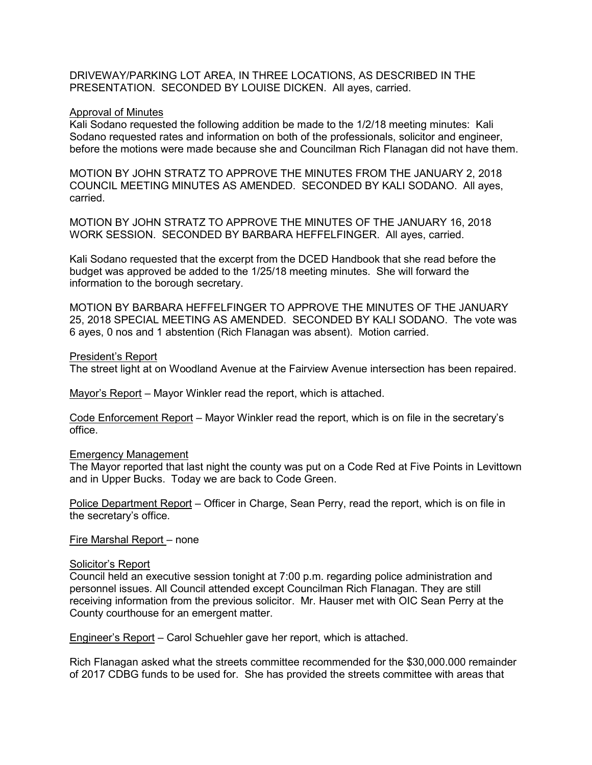DRIVEWAY/PARKING LOT AREA, IN THREE LOCATIONS, AS DESCRIBED IN THE PRESENTATION. SECONDED BY LOUISE DICKEN. All ayes, carried.

<u>Approval of Minutes</u>

Kali Sodano requested the following addition be made to the 1/2/18 meeting minutes: Kali Sodano requested rates and information on both of the professionals, solicitor and engineer, before the motions were made because she and Councilman Rich Flanagan did not have them.

MOTION BY JOHN STRATZ TO APPROVE THE MINUTES FROM THE JANUARY 2, 2018 COUNCIL MEETING MINUTES AS AMENDED. SECONDED BY KALI SODANO. All ayes, carried.

MOTION BY JOHN STRATZ TO APPROVE THE MINUTES OF THE JANUARY 16, 2018 WORK SESSION. SECONDED BY BARBARA HEFFELFINGER. All ayes, carried.

Kali Sodano requested that the excerpt from the DCED Handbook that she read before the budget was approved be added to the 1/25/18 meeting minutes. She will forward the information to the borough secretary.

MOTION BY BARBARA HEFFELFINGER TO APPROVE THE MINUTES OF THE JANUARY 25, 2018 SPECIAL MEETING AS AMENDED. SECONDED BY KALI SODANO. The vote was 6 ayes, 0 nos and 1 abstention (Rich Flanagan was absent). Motion carried.

<u>President's Report</u>

The street light at on Woodland Avenue at the Fairview Avenue intersection has been repaired.

<u>Mayor's Report</u> – Mayor Winkler read the report, which is attached.

<u>Code Enforcement Report</u> – Mayor Winkler read the report, which is on file in the secretary's office.

<u>Emergency Management</u>

The Mayor reported that last night the county was put on a Code Red at Five Points in Levittown and in Upper Bucks. Today we are back to Code Green.

<u>Police Department Report</u> – Officer in Charge, Sean Perry, read the report, which is on file in the secretary's office.

<u>Fire Marshal Report</u> – none

<u>Solicitor's Report</u>

Council held an executive session tonight at 7:00 p.m. regarding police administration and personnel issues. All Council attended except Councilman Rich Flanagan. They are still receiving information from the previous solicitor. Mr. Hauser met with OIC Sean Perry at the County courthouse for an emergent matter.

<u>Engineer's Report</u> – Carol Schuehler gave her report, which is attached.

Rich Flanagan asked what the streets committee recommended for the $30,000.000 remainder of 2017 CDBG funds to be used for. She has provided the streets committee with areas that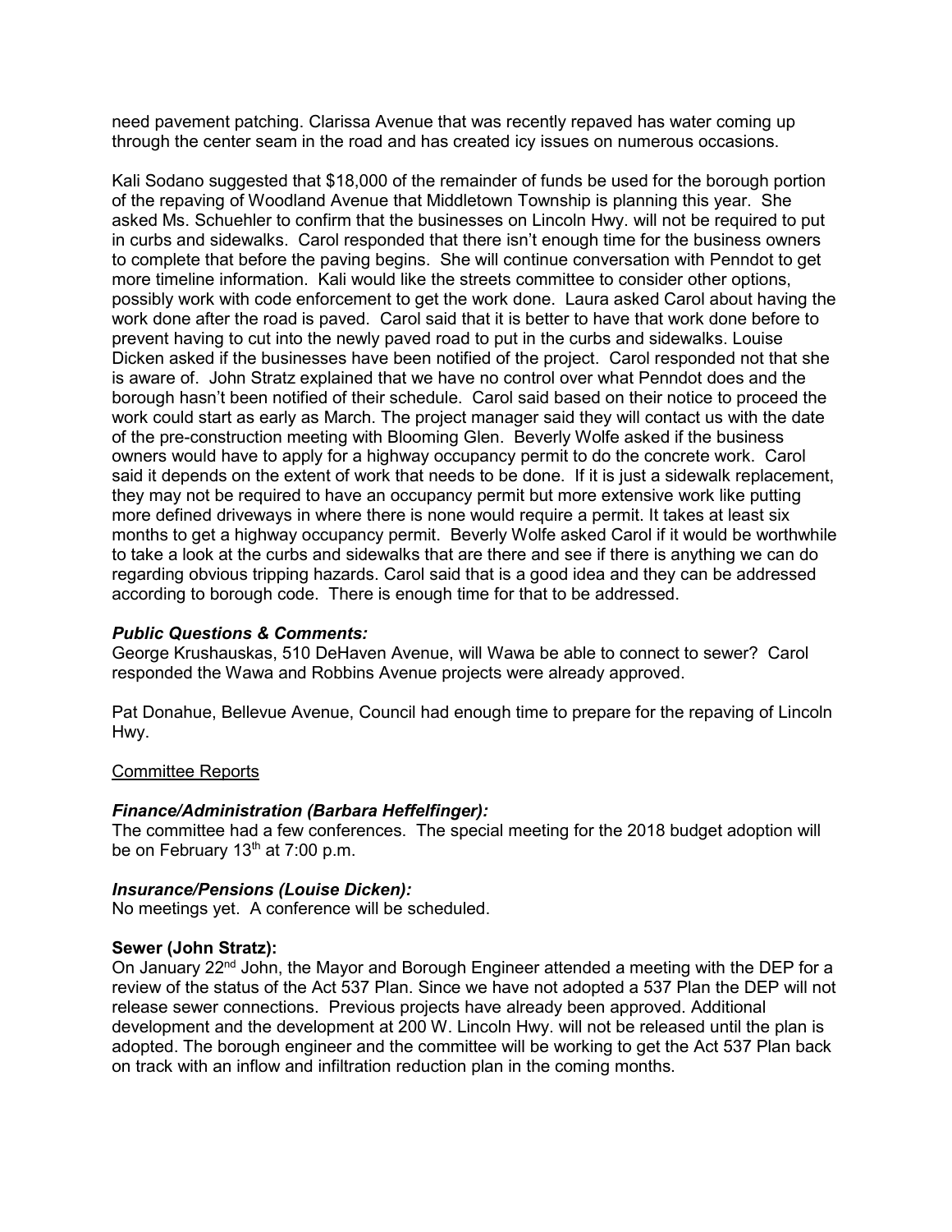need pavement patching. Clarissa Avenue that was recently repaved has water coming up through the center seam in the road and has created icy issues on numerous occasions.

Kali Sodano suggested that $18,000 of the remainder of funds be used for the borough portion of the repaving of Woodland Avenue that Middletown Township is planning this year. She asked Ms. Schuehler to confirm that the businesses on Lincoln Hwy. will not be required to put in curbs and sidewalks. Carol responded that there isn't enough time for the business owners to complete that before the paving begins. She will continue conversation with Penndot to get more timeline information. Kali would like the streets committee to consider other options, possibly work with code enforcement to get the work done. Laura asked Carol about having the work done after the road is paved. Carol said that it is better to have that work done before to prevent having to cut into the newly paved road to put in the curbs and sidewalks. Louise Dicken asked if the businesses have been notified of the project. Carol responded not that she is aware of. John Stratz explained that we have no control over what Penndot does and the borough hasn't been notified of their schedule. Carol said based on their notice to proceed the work could start as early as March. The project manager said they will contact us with the date of the pre-construction meeting with Blooming Glen. Beverly Wolfe asked if the business owners would have to apply for a highway occupancy permit to do the concrete work. Carol said it depends on the extent of work that needs to be done. If it is just a sidewalk replacement, they may not be required to have an occupancy permit but more extensive work like putting more defined driveways in where there is none would require a permit. It takes at least six months to get a highway occupancy permit. Beverly Wolfe asked Carol if it would be worthwhile to take a look at the curbs and sidewalks that are there and see if there is anything we can do regarding obvious tripping hazards. Carol said that is a good idea and they can be addressed according to borough code. There is enough time for that to be addressed.

***Public Questions & Comments:***

George Krushauskas, 510 DeHaven Avenue, will Wawa be able to connect to sewer? Carol responded the Wawa and Robbins Avenue projects were already approved.

Pat Donahue, Bellevue Avenue, Council had enough time to prepare for the repaving of Lincoln Hwy.

Committee Reports

***Finance/Administration (Barbara Heffelfinger):***

The committee had a few conferences. The special meeting for the 2018 budget adoption will be on February 13th at 7:00 p.m.

***Insurance/Pensions (Louise Dicken):***

No meetings yet. A conference will be scheduled.

**Sewer (John Stratz):**

On January 22nd John, the Mayor and Borough Engineer attended a meeting with the DEP for a review of the status of the Act 537 Plan. Since we have not adopted a 537 Plan the DEP will not release sewer connections. Previous projects have already been approved. Additional development and the development at 200 W. Lincoln Hwy. will not be released until the plan is adopted. The borough engineer and the committee will be working to get the Act 537 Plan back on track with an inflow and infiltration reduction plan in the coming months.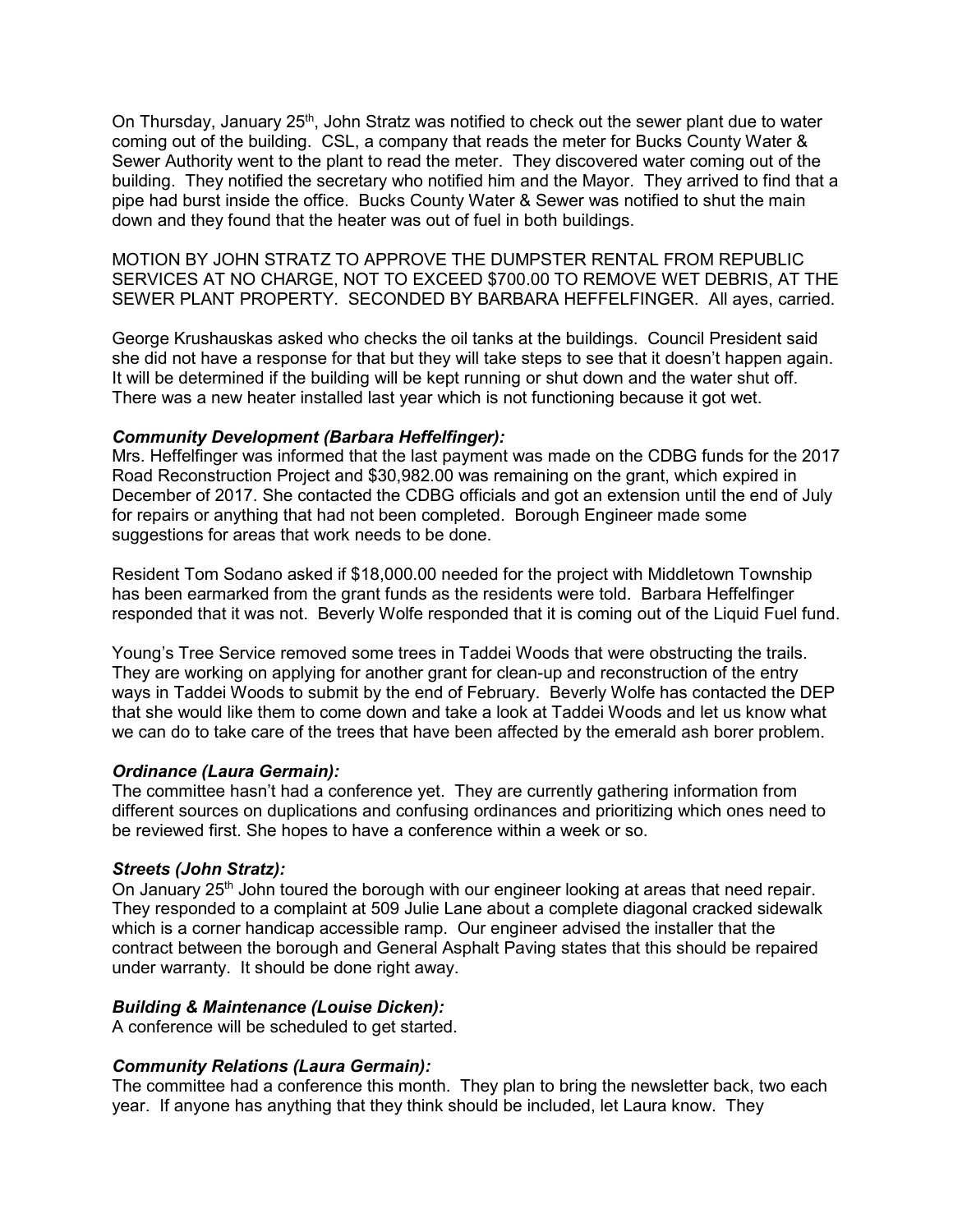On Thursday, January 25th, John Stratz was notified to check out the sewer plant due to water coming out of the building. CSL, a company that reads the meter for Bucks County Water & Sewer Authority went to the plant to read the meter. They discovered water coming out of the building. They notified the secretary who notified him and the Mayor. They arrived to find that a pipe had burst inside the office. Bucks County Water & Sewer was notified to shut the main down and they found that the heater was out of fuel in both buildings.

MOTION BY JOHN STRATZ TO APPROVE THE DUMPSTER RENTAL FROM REPUBLIC SERVICES AT NO CHARGE, NOT TO EXCEED $700.00 TO REMOVE WET DEBRIS, AT THE SEWER PLANT PROPERTY. SECONDED BY BARBARA HEFFELFINGER. All ayes, carried.

George Krushauskas asked who checks the oil tanks at the buildings. Council President said she did not have a response for that but they will take steps to see that it doesn't happen again. It will be determined if the building will be kept running or shut down and the water shut off. There was a new heater installed last year which is not functioning because it got wet.

***Community Development (Barbara Heffelfinger):***
Mrs. Heffelfinger was informed that the last payment was made on the CDBG funds for the 2017 Road Reconstruction Project and $30,982.00 was remaining on the grant, which expired in December of 2017. She contacted the CDBG officials and got an extension until the end of July for repairs or anything that had not been completed. Borough Engineer made some suggestions for areas that work needs to be done.

Resident Tom Sodano asked if $18,000.00 needed for the project with Middletown Township has been earmarked from the grant funds as the residents were told. Barbara Heffelfinger responded that it was not. Beverly Wolfe responded that it is coming out of the Liquid Fuel fund.

Young's Tree Service removed some trees in Taddei Woods that were obstructing the trails. They are working on applying for another grant for clean-up and reconstruction of the entry ways in Taddei Woods to submit by the end of February. Beverly Wolfe has contacted the DEP that she would like them to come down and take a look at Taddei Woods and let us know what we can do to take care of the trees that have been affected by the emerald ash borer problem.

***Ordinance (Laura Germain):***
The committee hasn't had a conference yet. They are currently gathering information from different sources on duplications and confusing ordinances and prioritizing which ones need to be reviewed first. She hopes to have a conference within a week or so.

***Streets (John Stratz):***
On January 25th John toured the borough with our engineer looking at areas that need repair. They responded to a complaint at 509 Julie Lane about a complete diagonal cracked sidewalk which is a corner handicap accessible ramp. Our engineer advised the installer that the contract between the borough and General Asphalt Paving states that this should be repaired under warranty. It should be done right away.

***Building & Maintenance (Louise Dicken):***
A conference will be scheduled to get started.

***Community Relations (Laura Germain):***
The committee had a conference this month. They plan to bring the newsletter back, two each year. If anyone has anything that they think should be included, let Laura know. They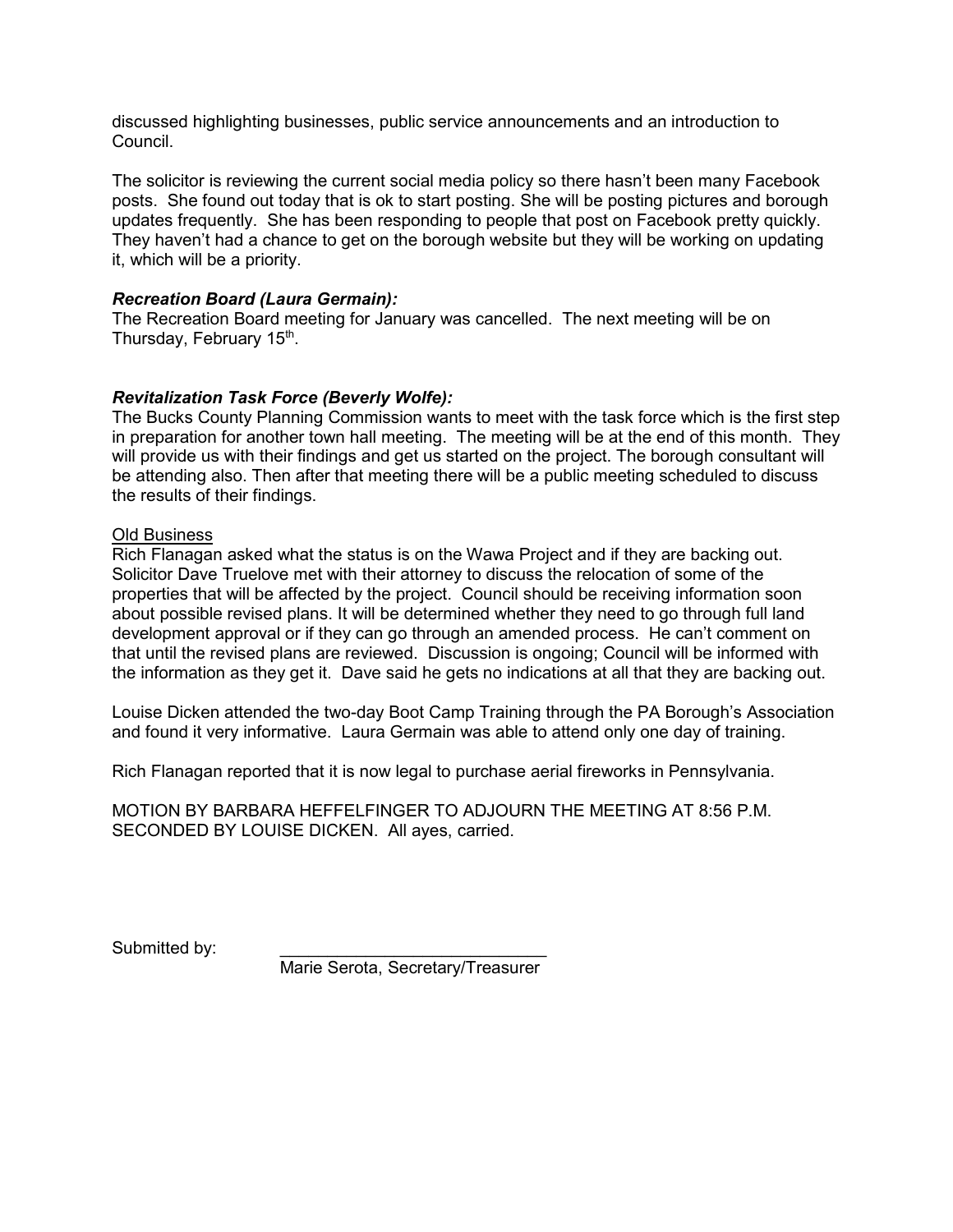discussed highlighting businesses, public service announcements and an introduction to Council.

The solicitor is reviewing the current social media policy so there hasn't been many Facebook posts. She found out today that is ok to start posting. She will be posting pictures and borough updates frequently. She has been responding to people that post on Facebook pretty quickly. They haven't had a chance to get on the borough website but they will be working on updating it, which will be a priority.

***Recreation Board (Laura Germain):***

The Recreation Board meeting for January was cancelled. The next meeting will be on Thursday, February 15th.

***Revitalization Task Force (Beverly Wolfe):***

The Bucks County Planning Commission wants to meet with the task force which is the first step in preparation for another town hall meeting. The meeting will be at the end of this month. They will provide us with their findings and get us started on the project. The borough consultant will be attending also. Then after that meeting there will be a public meeting scheduled to discuss the results of their findings.

<u>Old Business</u>

Rich Flanagan asked what the status is on the Wawa Project and if they are backing out. Solicitor Dave Truelove met with their attorney to discuss the relocation of some of the properties that will be affected by the project. Council should be receiving information soon about possible revised plans. It will be determined whether they need to go through full land development approval or if they can go through an amended process. He can't comment on that until the revised plans are reviewed. Discussion is ongoing; Council will be informed with the information as they get it. Dave said he gets no indications at all that they are backing out.

Louise Dicken attended the two-day Boot Camp Training through the PA Borough's Association and found it very informative. Laura Germain was able to attend only one day of training.

Rich Flanagan reported that it is now legal to purchase aerial fireworks in Pennsylvania.

MOTION BY BARBARA HEFFELFINGER TO ADJOURN THE MEETING AT 8:56 P.M. SECONDED BY LOUISE DICKEN. All ayes, carried.

Submitted by: \_\_\_\_\_\_\_\_\_\_\_\_\_\_\_\_\_\_\_\_\_\_\_\_\_\_\_\_

Marie Serota, Secretary/Treasurer